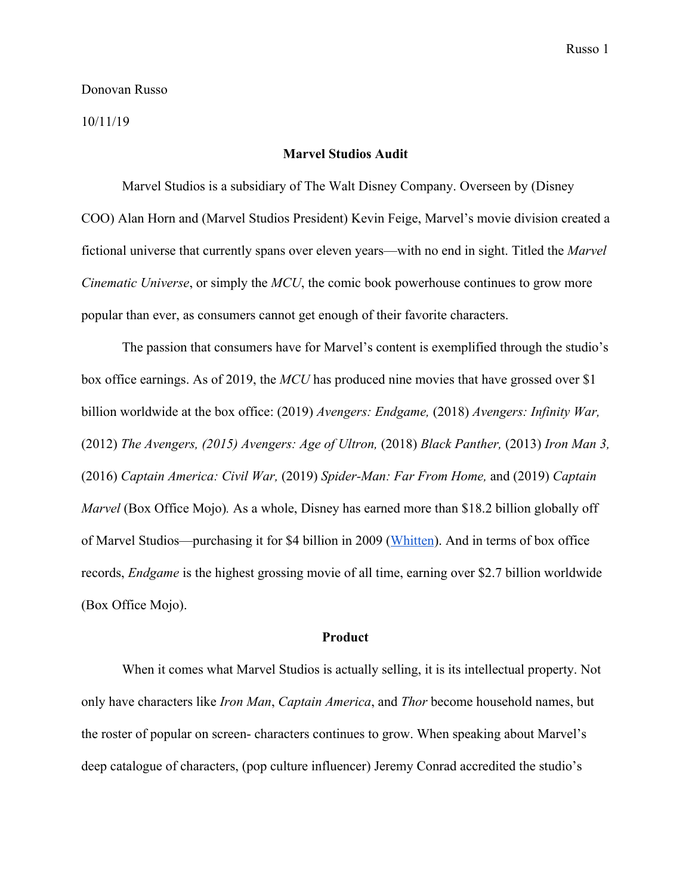Donovan Russo

10/11/19

## Marvel Studios Audit

Marvel Studios is a subsidiary of The Walt Disney Company. Overseen by (Disney COO) Alan Horn and (Marvel Studios President) Kevin Feige, Marvel's movie division created a fictional universe that currently spans over eleven years—with no end in sight. Titled the *Marvel Cinematic Universe*, or simply the *MCU*, the comic book powerhouse continues to grow more popular than ever, as consumers cannot get enough of their favorite characters.

The passion that consumers have for Marvel's content is exemplified through the studio's box office earnings. As of 2019, the *MCU* has produced nine movies that have grossed over $1 billion worldwide at the box office: (2019) *Avengers: Endgame,* (2018) *Avengers: Infinity War,* (2012) *The Avengers, (2015) Avengers: Age of Ultron,* (2018) *Black Panther,* (2013) *Iron Man 3,* (2016) *Captain America: Civil War,* (2019) *Spider-Man: Far From Home,* and (2019) *Captain Marvel* (Box Office Mojo). As a whole, Disney has earned more than $18.2 billion globally off of Marvel Studios—purchasing it for $4 billion in 2009 (Whitten). And in terms of box office records, *Endgame* is the highest grossing movie of all time, earning over $2.7 billion worldwide (Box Office Mojo).

### Product

When it comes what Marvel Studios is actually selling, it is its intellectual property. Not only have characters like *Iron Man*, *Captain America*, and *Thor* become household names, but the roster of popular on screen- characters continues to grow. When speaking about Marvel's deep catalogue of characters, (pop culture influencer) Jeremy Conrad accredited the studio's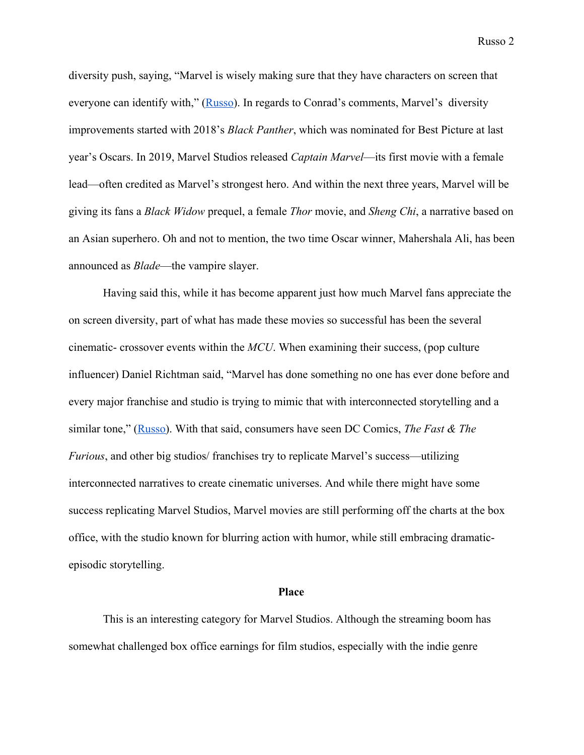diversity push, saying, "Marvel is wisely making sure that they have characters on screen that everyone can identify with," ([Russo](#)). In regards to Conrad's comments, Marvel's diversity improvements started with 2018's *Black Panther*, which was nominated for Best Picture at last year's Oscars. In 2019, Marvel Studios released *Captain Marvel*—its first movie with a female lead—often credited as Marvel's strongest hero. And within the next three years, Marvel will be giving its fans a *Black Widow* prequel, a female *Thor* movie, and *Sheng Chi*, a narrative based on an Asian superhero. Oh and not to mention, the two time Oscar winner, Mahershala Ali, has been announced as *Blade*—the vampire slayer.

Having said this, while it has become apparent just how much Marvel fans appreciate the on screen diversity, part of what has made these movies so successful has been the several cinematic- crossover events within the *MCU*. When examining their success, (pop culture influencer) Daniel Richtman said, "Marvel has done something no one has ever done before and every major franchise and studio is trying to mimic that with interconnected storytelling and a similar tone," ([Russo](#)). With that said, consumers have seen DC Comics, *The Fast & The Furious*, and other big studios/ franchises try to replicate Marvel's success—utilizing interconnected narratives to create cinematic universes. And while there might have some success replicating Marvel Studios, Marvel movies are still performing off the charts at the box office, with the studio known for blurring action with humor, while still embracing dramatic- episodic storytelling.

**Place**

This is an interesting category for Marvel Studios. Although the streaming boom has somewhat challenged box office earnings for film studios, especially with the indie genre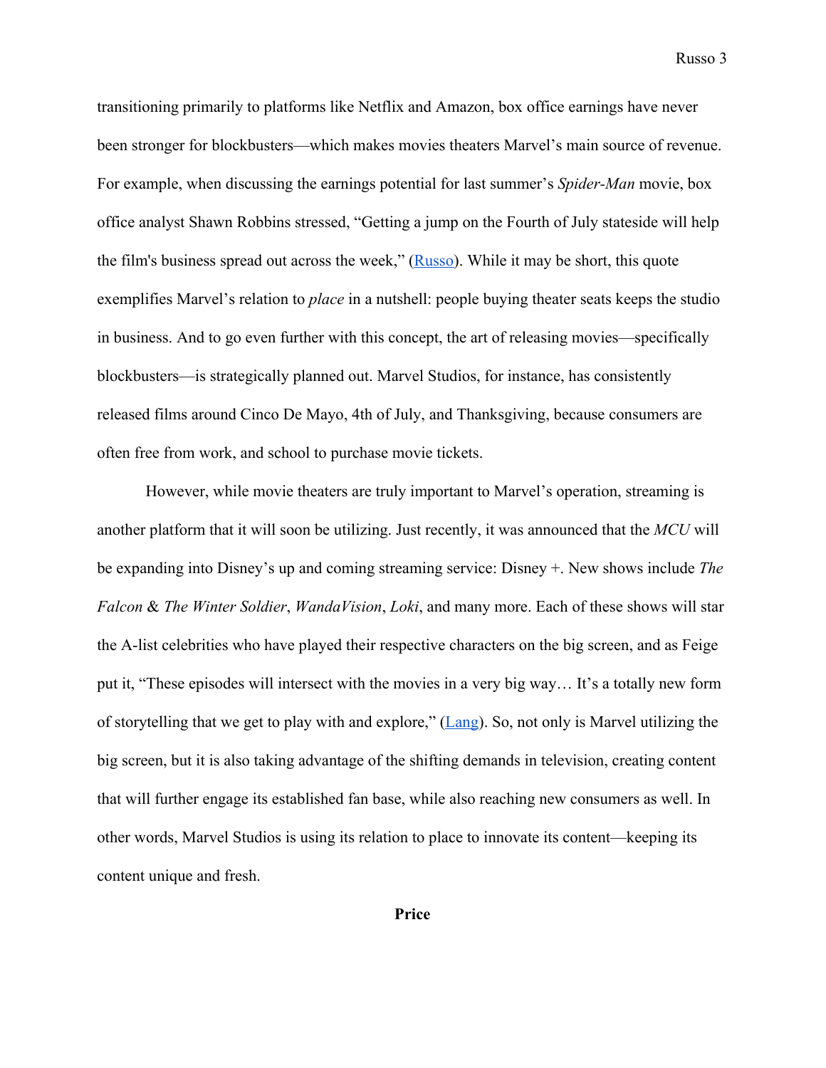transitioning primarily to platforms like Netflix and Amazon, box office earnings have never been stronger for blockbusters—which makes movies theaters Marvel's main source of revenue. For example, when discussing the earnings potential for last summer's *Spider-Man* movie, box office analyst Shawn Robbins stressed, "Getting a jump on the Fourth of July stateside will help the film's business spread out across the week," (Russo). While it may be short, this quote exemplifies Marvel's relation to *place* in a nutshell: people buying theater seats keeps the studio in business. And to go even further with this concept, the art of releasing movies—specifically blockbusters—is strategically planned out. Marvel Studios, for instance, has consistently released films around Cinco De Mayo, 4th of July, and Thanksgiving, because consumers are often free from work, and school to purchase movie tickets.

However, while movie theaters are truly important to Marvel's operation, streaming is another platform that it will soon be utilizing. Just recently, it was announced that the *MCU* will be expanding into Disney's up and coming streaming service: Disney +. New shows include *The Falcon* & *The Winter Soldier*, *WandaVision*, *Loki*, and many more. Each of these shows will star the A-list celebrities who have played their respective characters on the big screen, and as Feige put it, "These episodes will intersect with the movies in a very big way… It's a totally new form of storytelling that we get to play with and explore," (Lang). So, not only is Marvel utilizing the big screen, but it is also taking advantage of the shifting demands in television, creating content that will further engage its established fan base, while also reaching new consumers as well. In other words, Marvel Studios is using its relation to place to innovate its content—keeping its content unique and fresh.

## Price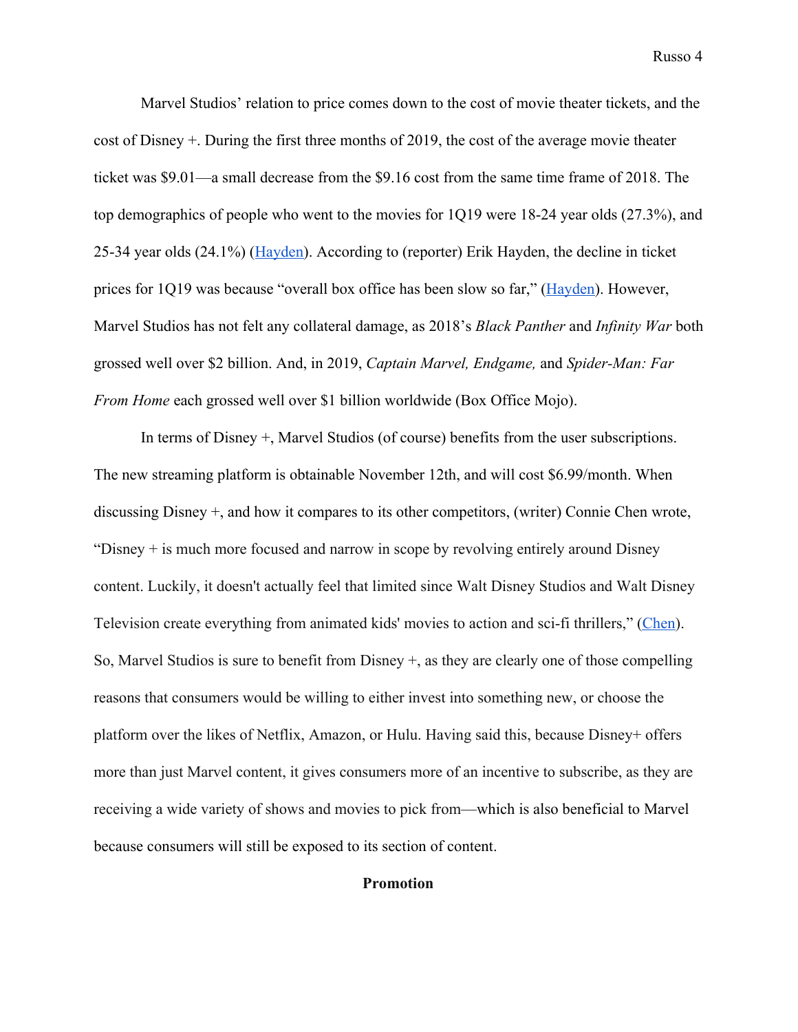Marvel Studios' relation to price comes down to the cost of movie theater tickets, and the cost of Disney +. During the first three months of 2019, the cost of the average movie theater ticket was $9.01—a small decrease from the $9.16 cost from the same time frame of 2018. The top demographics of people who went to the movies for 1Q19 were 18-24 year olds (27.3%), and 25-34 year olds (24.1%) (Hayden). According to (reporter) Erik Hayden, the decline in ticket prices for 1Q19 was because "overall box office has been slow so far," (Hayden). However, Marvel Studios has not felt any collateral damage, as 2018's *Black Panther* and *Infinity War* both grossed well over $2 billion. And, in 2019, *Captain Marvel, Endgame,* and *Spider-Man: Far From Home* each grossed well over $1 billion worldwide (Box Office Mojo).

In terms of Disney +, Marvel Studios (of course) benefits from the user subscriptions. The new streaming platform is obtainable November 12th, and will cost $6.99/month. When discussing Disney +, and how it compares to its other competitors, (writer) Connie Chen wrote, "Disney + is much more focused and narrow in scope by revolving entirely around Disney content. Luckily, it doesn't actually feel that limited since Walt Disney Studios and Walt Disney Television create everything from animated kids' movies to action and sci-fi thrillers," (Chen). So, Marvel Studios is sure to benefit from Disney +, as they are clearly one of those compelling reasons that consumers would be willing to either invest into something new, or choose the platform over the likes of Netflix, Amazon, or Hulu. Having said this, because Disney+ offers more than just Marvel content, it gives consumers more of an incentive to subscribe, as they are receiving a wide variety of shows and movies to pick from—which is also beneficial to Marvel because consumers will still be exposed to its section of content.

## Promotion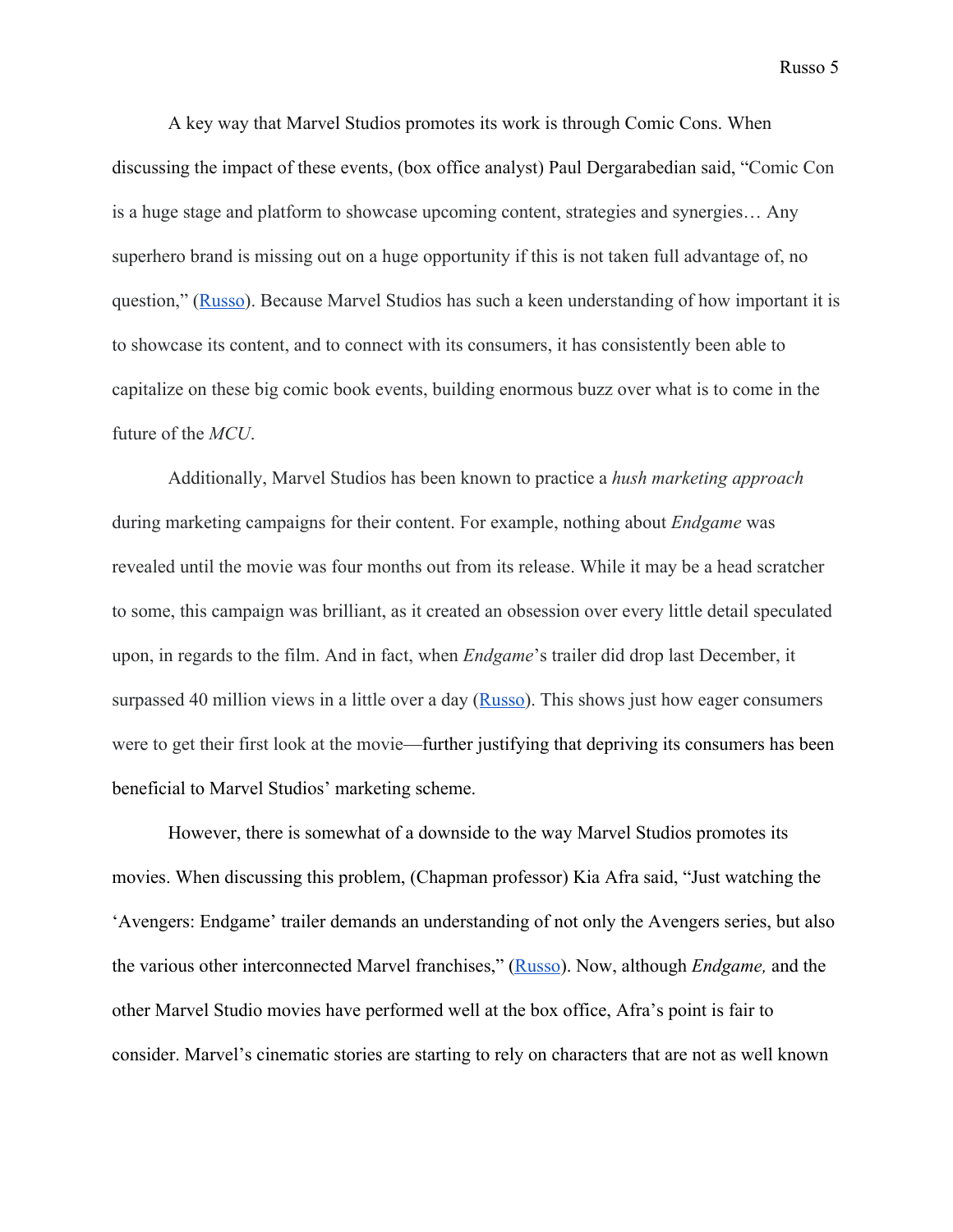A key way that Marvel Studios promotes its work is through Comic Cons. When discussing the impact of these events, (box office analyst) Paul Dergarabedian said, "Comic Con is a huge stage and platform to showcase upcoming content, strategies and synergies… Any superhero brand is missing out on a huge opportunity if this is not taken full advantage of, no question," (Russo). Because Marvel Studios has such a keen understanding of how important it is to showcase its content, and to connect with its consumers, it has consistently been able to capitalize on these big comic book events, building enormous buzz over what is to come in the future of the *MCU*.

Additionally, Marvel Studios has been known to practice a *hush marketing approach* during marketing campaigns for their content. For example, nothing about *Endgame* was revealed until the movie was four months out from its release. While it may be a head scratcher to some, this campaign was brilliant, as it created an obsession over every little detail speculated upon, in regards to the film. And in fact, when *Endgame*'s trailer did drop last December, it surpassed 40 million views in a little over a day (Russo). This shows just how eager consumers were to get their first look at the movie—further justifying that depriving its consumers has been beneficial to Marvel Studios' marketing scheme.

However, there is somewhat of a downside to the way Marvel Studios promotes its movies. When discussing this problem, (Chapman professor) Kia Afra said, "Just watching the 'Avengers: Endgame' trailer demands an understanding of not only the Avengers series, but also the various other interconnected Marvel franchises," (Russo). Now, although *Endgame,* and the other Marvel Studio movies have performed well at the box office, Afra's point is fair to consider. Marvel's cinematic stories are starting to rely on characters that are not as well known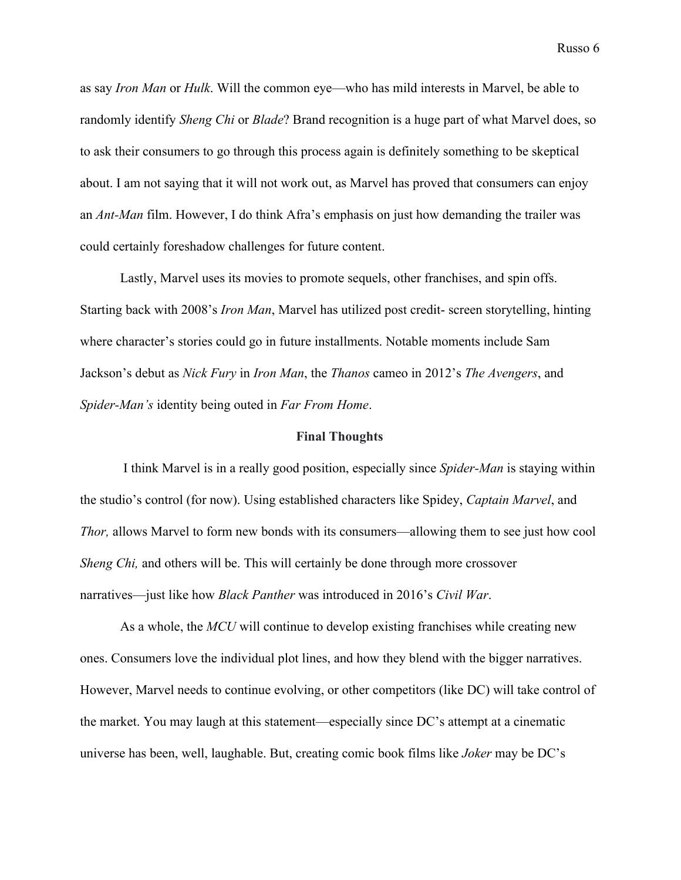as say *Iron Man* or *Hulk*. Will the common eye—who has mild interests in Marvel, be able to randomly identify *Sheng Chi* or *Blade*? Brand recognition is a huge part of what Marvel does, so to ask their consumers to go through this process again is definitely something to be skeptical about. I am not saying that it will not work out, as Marvel has proved that consumers can enjoy an *Ant-Man* film. However, I do think Afra's emphasis on just how demanding the trailer was could certainly foreshadow challenges for future content.

Lastly, Marvel uses its movies to promote sequels, other franchises, and spin offs. Starting back with 2008's *Iron Man*, Marvel has utilized post credit- screen storytelling, hinting where character's stories could go in future installments. Notable moments include Sam Jackson's debut as *Nick Fury* in *Iron Man*, the *Thanos* cameo in 2012's *The Avengers*, and *Spider-Man's* identity being outed in *Far From Home*.

**Final Thoughts**

I think Marvel is in a really good position, especially since *Spider-Man* is staying within the studio's control (for now). Using established characters like Spidey, *Captain Marvel*, and *Thor,* allows Marvel to form new bonds with its consumers—allowing them to see just how cool *Sheng Chi,* and others will be. This will certainly be done through more crossover narratives—just like how *Black Panther* was introduced in 2016's *Civil War*.

As a whole, the *MCU* will continue to develop existing franchises while creating new ones. Consumers love the individual plot lines, and how they blend with the bigger narratives. However, Marvel needs to continue evolving, or other competitors (like DC) will take control of the market. You may laugh at this statement—especially since DC's attempt at a cinematic universe has been, well, laughable. But, creating comic book films like *Joker* may be DC's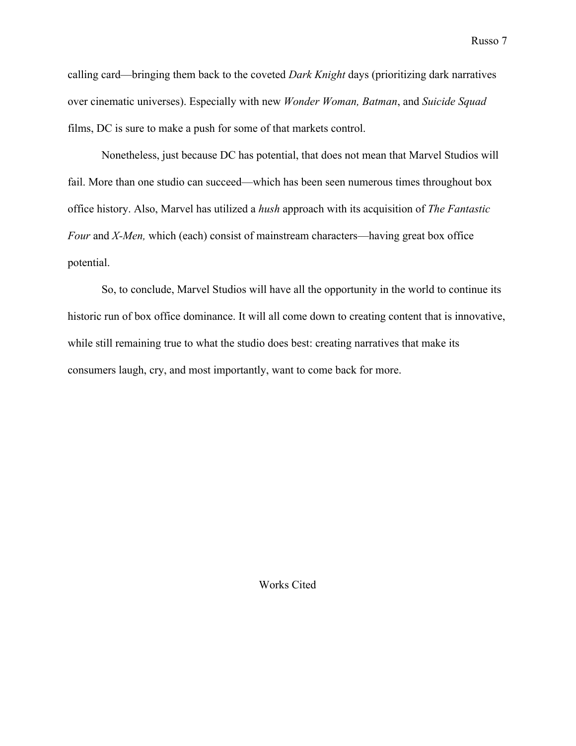calling card—bringing them back to the coveted *Dark Knight* days (prioritizing dark narratives over cinematic universes). Especially with new *Wonder Woman, Batman*, and *Suicide Squad* films, DC is sure to make a push for some of that markets control.

Nonetheless, just because DC has potential, that does not mean that Marvel Studios will fail. More than one studio can succeed—which has been seen numerous times throughout box office history. Also, Marvel has utilized a *hush* approach with its acquisition of *The Fantastic Four* and *X-Men,* which (each) consist of mainstream characters—having great box office potential.

So, to conclude, Marvel Studios will have all the opportunity in the world to continue its historic run of box office dominance. It will all come down to creating content that is innovative, while still remaining true to what the studio does best: creating narratives that make its consumers laugh, cry, and most importantly, want to come back for more.

## Works Cited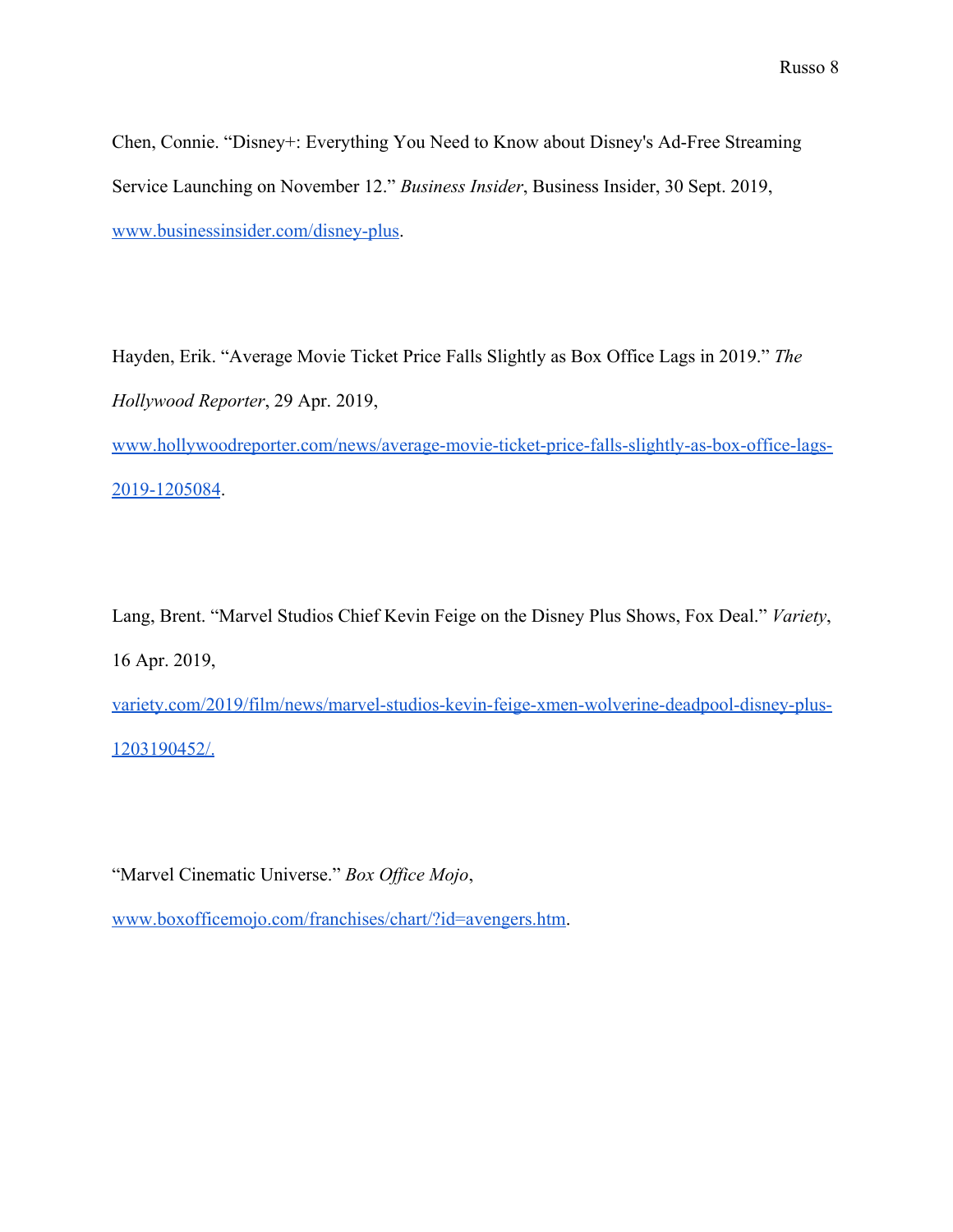Chen, Connie. "Disney+: Everything You Need to Know about Disney's Ad-Free Streaming Service Launching on November 12." *Business Insider*, Business Insider, 30 Sept. 2019, www.businessinsider.com/disney-plus.

Hayden, Erik. "Average Movie Ticket Price Falls Slightly as Box Office Lags in 2019." *The Hollywood Reporter*, 29 Apr. 2019, www.hollywoodreporter.com/news/average-movie-ticket-price-falls-slightly-as-box-office-lags-2019-1205084.

Lang, Brent. "Marvel Studios Chief Kevin Feige on the Disney Plus Shows, Fox Deal." *Variety*, 16 Apr. 2019, variety.com/2019/film/news/marvel-studios-kevin-feige-xmen-wolverine-deadpool-disney-plus-1203190452/.

"Marvel Cinematic Universe." *Box Office Mojo*, www.boxofficemojo.com/franchises/chart/?id=avengers.htm.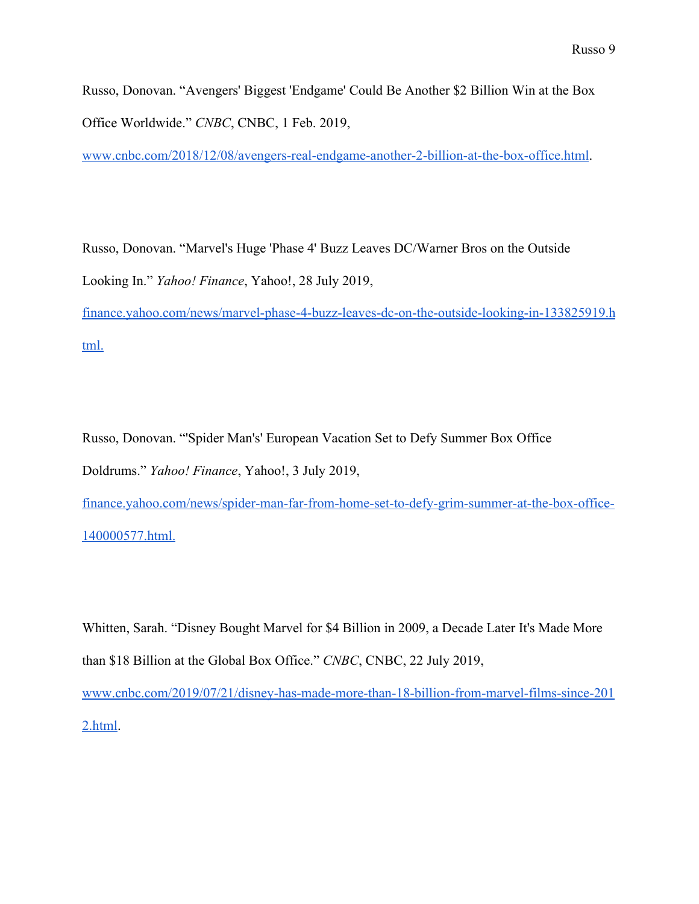Russo, Donovan. “Avengers' Biggest 'Endgame' Could Be Another $2 Billion Win at the Box Office Worldwide.” *CNBC*, CNBC, 1 Feb. 2019, www.cnbc.com/2018/12/08/avengers-real-endgame-another-2-billion-at-the-box-office.html.

Russo, Donovan. “Marvel's Huge 'Phase 4' Buzz Leaves DC/Warner Bros on the Outside Looking In.” *Yahoo! Finance*, Yahoo!, 28 July 2019, finance.yahoo.com/news/marvel-phase-4-buzz-leaves-dc-on-the-outside-looking-in-133825919.html.

Russo, Donovan. “'Spider Man's' European Vacation Set to Defy Summer Box Office Doldrums.” *Yahoo! Finance*, Yahoo!, 3 July 2019, finance.yahoo.com/news/spider-man-far-from-home-set-to-defy-grim-summer-at-the-box-office-140000577.html.

Whitten, Sarah. “Disney Bought Marvel for $4 Billion in 2009, a Decade Later It's Made More than $18 Billion at the Global Box Office.” *CNBC*, CNBC, 22 July 2019, www.cnbc.com/2019/07/21/disney-has-made-more-than-18-billion-from-marvel-films-since-2012.html.